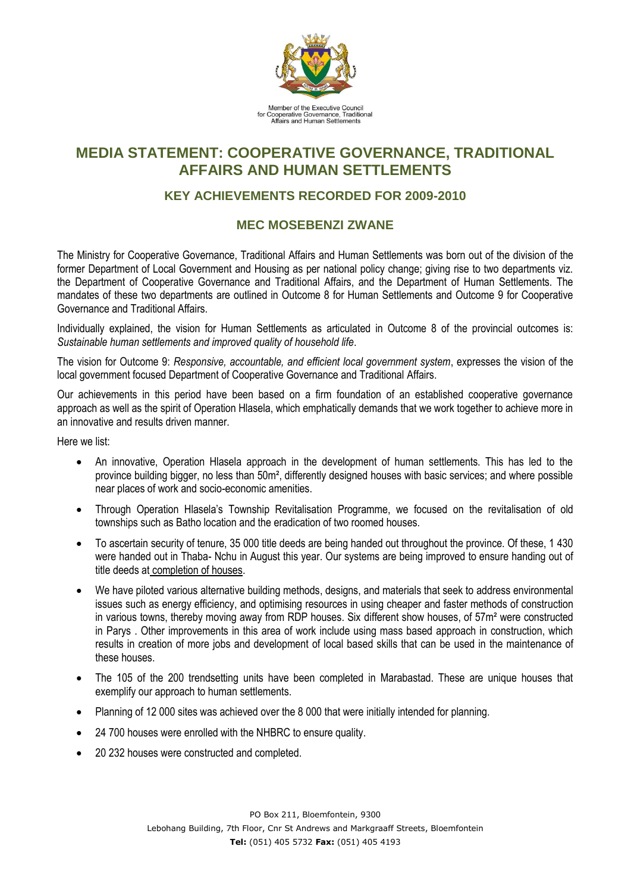Member of the Executive Council
for Cooperative Governance, Traditional
Affairs and Human Settlements

# MEDIA STATEMENT: COOPERATIVE GOVERNANCE, TRADITIONAL AFFAIRS AND HUMAN SETTLEMENTS

## KEY ACHIEVEMENTS RECORDED FOR 2009-2010

## MEC MOSEBENZI ZWANE

The Ministry for Cooperative Governance, Traditional Affairs and Human Settlements was born out of the division of the former Department of Local Government and Housing as per national policy change; giving rise to two departments viz. the Department of Cooperative Governance and Traditional Affairs, and the Department of Human Settlements. The mandates of these two departments are outlined in Outcome 8 for Human Settlements and Outcome 9 for Cooperative Governance and Traditional Affairs.

Individually explained, the vision for Human Settlements as articulated in Outcome 8 of the provincial outcomes is: *Sustainable human settlements and improved quality of household life*.

The vision for Outcome 9: *Responsive, accountable, and efficient local government system*, expresses the vision of the local government focused Department of Cooperative Governance and Traditional Affairs.

Our achievements in this period have been based on a firm foundation of an established cooperative governance approach as well as the spirit of Operation Hlasela, which emphatically demands that we work together to achieve more in an innovative and results driven manner.

Here we list:

- An innovative, Operation Hlasela approach in the development of human settlements. This has led to the province building bigger, no less than 50m², differently designed houses with basic services; and where possible near places of work and socio-economic amenities.
- Through Operation Hlasela's Township Revitalisation Programme, we focused on the revitalisation of old townships such as Batho location and the eradication of two roomed houses.
- To ascertain security of tenure, 35 000 title deeds are being handed out throughout the province. Of these, 1 430 were handed out in Thaba- Nchu in August this year. Our systems are being improved to ensure handing out of title deeds at completion of houses.
- We have piloted various alternative building methods, designs, and materials that seek to address environmental issues such as energy efficiency, and optimising resources in using cheaper and faster methods of construction in various towns, thereby moving away from RDP houses. Six different show houses, of 57m² were constructed in Parys . Other improvements in this area of work include using mass based approach in construction, which results in creation of more jobs and development of local based skills that can be used in the maintenance of these houses.
- The 105 of the 200 trendsetting units have been completed in Marabastad. These are unique houses that exemplify our approach to human settlements.
- Planning of 12 000 sites was achieved over the 8 000 that were initially intended for planning.
- 24 700 houses were enrolled with the NHBRC to ensure quality.
- 20 232 houses were constructed and completed.

PO Box 211, Bloemfontein, 9300
Lebohang Building, 7th Floor, Cnr St Andrews and Markgraaff Streets, Bloemfontein
**Tel:** (051) 405 5732 **Fax:** (051) 405 4193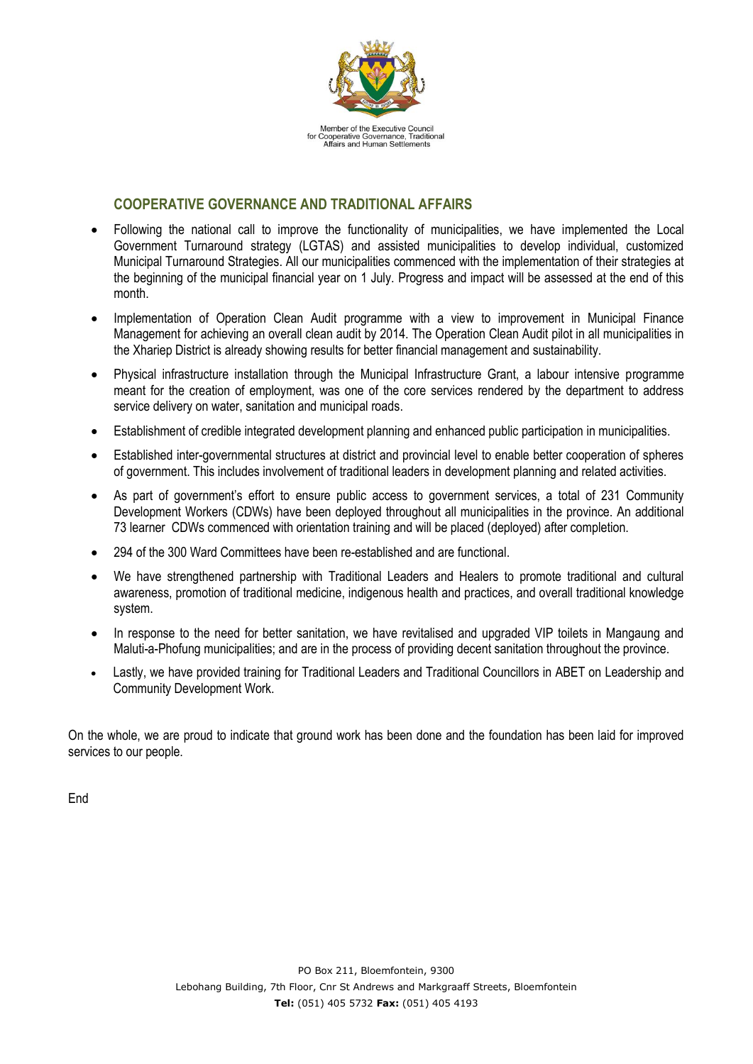Member of the Executive Council
for Cooperative Governance, Traditional
Affairs and Human Settlements

## COOPERATIVE GOVERNANCE AND TRADITIONAL AFFAIRS

- Following the national call to improve the functionality of municipalities, we have implemented the Local Government Turnaround strategy (LGTAS) and assisted municipalities to develop individual, customized Municipal Turnaround Strategies. All our municipalities commenced with the implementation of their strategies at the beginning of the municipal financial year on 1 July. Progress and impact will be assessed at the end of this month.
- Implementation of Operation Clean Audit programme with a view to improvement in Municipal Finance Management for achieving an overall clean audit by 2014. The Operation Clean Audit pilot in all municipalities in the Xhariep District is already showing results for better financial management and sustainability.
- Physical infrastructure installation through the Municipal Infrastructure Grant, a labour intensive programme meant for the creation of employment, was one of the core services rendered by the department to address service delivery on water, sanitation and municipal roads.
- Establishment of credible integrated development planning and enhanced public participation in municipalities.
- Established inter-governmental structures at district and provincial level to enable better cooperation of spheres of government. This includes involvement of traditional leaders in development planning and related activities.
- As part of government's effort to ensure public access to government services, a total of 231 Community Development Workers (CDWs) have been deployed throughout all municipalities in the province. An additional 73 learner CDWs commenced with orientation training and will be placed (deployed) after completion.
- 294 of the 300 Ward Committees have been re-established and are functional.
- We have strengthened partnership with Traditional Leaders and Healers to promote traditional and cultural awareness, promotion of traditional medicine, indigenous health and practices, and overall traditional knowledge system.
- In response to the need for better sanitation, we have revitalised and upgraded VIP toilets in Mangaung and Maluti-a-Phofung municipalities; and are in the process of providing decent sanitation throughout the province.
- Lastly, we have provided training for Traditional Leaders and Traditional Councillors in ABET on Leadership and Community Development Work.

On the whole, we are proud to indicate that ground work has been done and the foundation has been laid for improved services to our people.

End

PO Box 211, Bloemfontein, 9300
Lebohang Building, 7th Floor, Cnr St Andrews and Markgraaff Streets, Bloemfontein
**Tel:** (051) 405 5732 **Fax:** (051) 405 4193